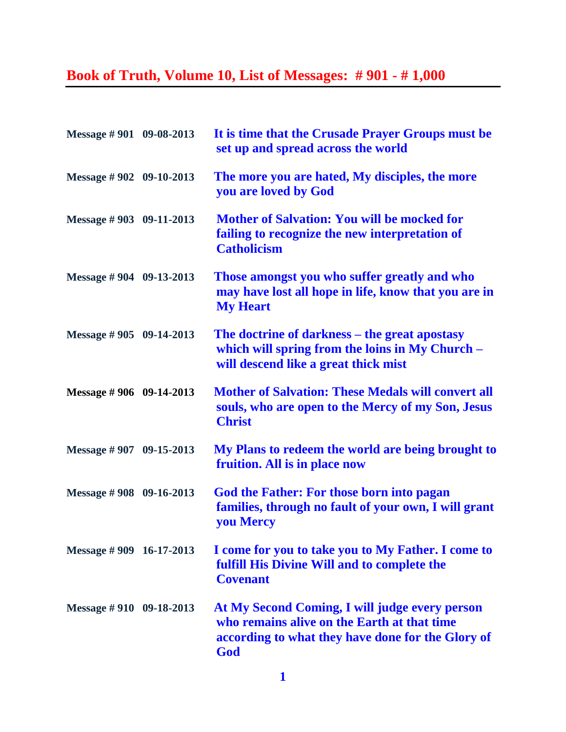# Book of Truth, Volume 10, List of Messages: # 901 - # 1,000

| | | |
|---|---|---|
| **Message # 901** | **09-08-2013** | **It is time that the Crusade Prayer Groups must be set up and spread across the world** |
| **Message # 902** | **09-10-2013** | **The more you are hated, My disciples, the more you are loved by God** |
| **Message # 903** | **09-11-2013** | **Mother of Salvation: You will be mocked for failing to recognize the new interpretation of Catholicism** |
| **Message # 904** | **09-13-2013** | **Those amongst you who suffer greatly and who may have lost all hope in life, know that you are in My Heart** |
| **Message # 905** | **09-14-2013** | **The doctrine of darkness – the great apostasy which will spring from the loins in My Church – will descend like a great thick mist** |
| **Message # 906** | **09-14-2013** | **Mother of Salvation: These Medals will convert all souls, who are open to the Mercy of my Son, Jesus Christ** |
| **Message # 907** | **09-15-2013** | **My Plans to redeem the world are being brought to fruition. All is in place now** |
| **Message # 908** | **09-16-2013** | **God the Father: For those born into pagan families, through no fault of your own, I will grant you Mercy** |
| **Message # 909** | **16-17-2013** | **I come for you to take you to My Father. I come to fulfill His Divine Will and to complete the Covenant** |
| **Message # 910** | **09-18-2013** | **At My Second Coming, I will judge every person who remains alive on the Earth at that time according to what they have done for the Glory of God** |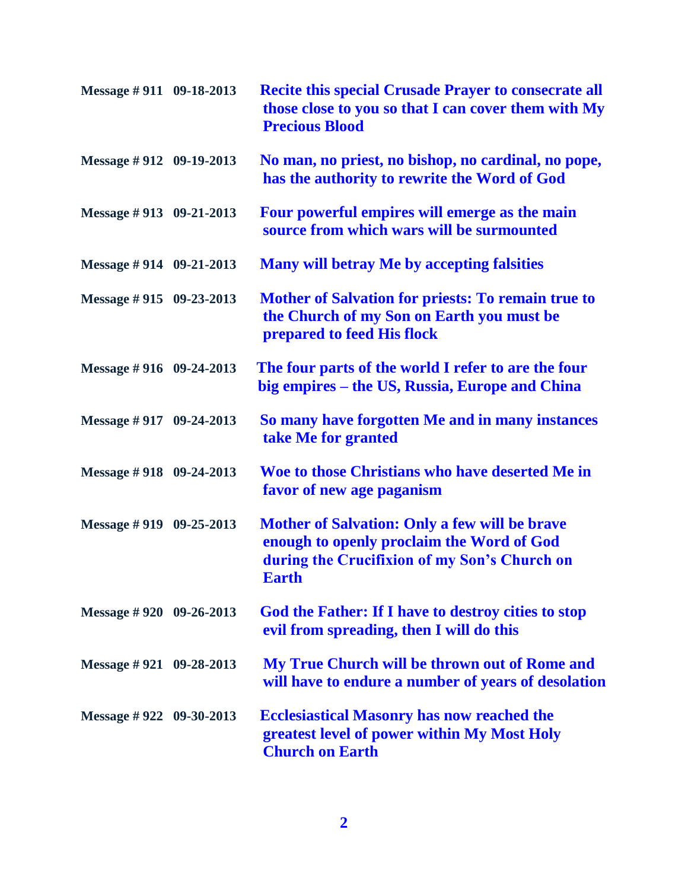| | | |
|---|---|---|
| **Message # 911** | **09-18-2013** | **Recite this special Crusade Prayer to consecrate all those close to you so that I can cover them with My Precious Blood** |
| **Message # 912** | **09-19-2013** | **No man, no priest, no bishop, no cardinal, no pope, has the authority to rewrite the Word of God** |
| **Message # 913** | **09-21-2013** | **Four powerful empires will emerge as the main source from which wars will be surmounted** |
| **Message # 914** | **09-21-2013** | **Many will betray Me by accepting falsities** |
| **Message # 915** | **09-23-2013** | **Mother of Salvation for priests: To remain true to the Church of my Son on Earth you must be prepared to feed His flock** |
| **Message # 916** | **09-24-2013** | **The four parts of the world I refer to are the four big empires – the US, Russia, Europe and China** |
| **Message # 917** | **09-24-2013** | **So many have forgotten Me and in many instances take Me for granted** |
| **Message # 918** | **09-24-2013** | **Woe to those Christians who have deserted Me in favor of new age paganism** |
| **Message # 919** | **09-25-2013** | **Mother of Salvation: Only a few will be brave enough to openly proclaim the Word of God during the Crucifixion of my Son's Church on Earth** |
| **Message # 920** | **09-26-2013** | **God the Father: If I have to destroy cities to stop evil from spreading, then I will do this** |
| **Message # 921** | **09-28-2013** | **My True Church will be thrown out of Rome and will have to endure a number of years of desolation** |
| **Message # 922** | **09-30-2013** | **Ecclesiastical Masonry has now reached the greatest level of power within My Most Holy Church on Earth** |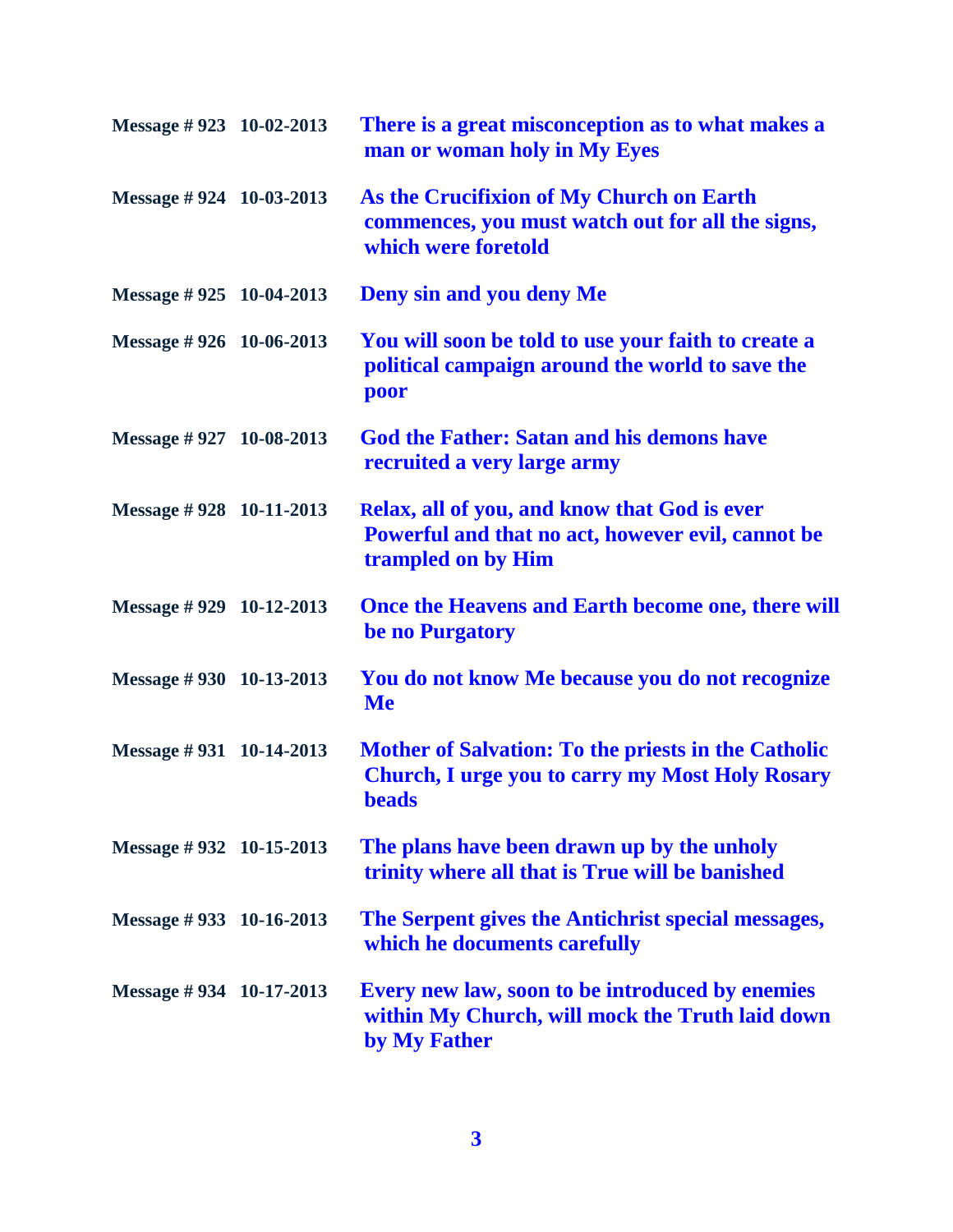| | | |
|---|---|---|
| **Message # 923** | **10-02-2013** | **There is a great misconception as to what makes a man or woman holy in My Eyes** |
| **Message # 924** | **10-03-2013** | **As the Crucifixion of My Church on Earth commences, you must watch out for all the signs, which were foretold** |
| **Message # 925** | **10-04-2013** | **Deny sin and you deny Me** |
| **Message # 926** | **10-06-2013** | **You will soon be told to use your faith to create a political campaign around the world to save the poor** |
| **Message # 927** | **10-08-2013** | **God the Father: Satan and his demons have recruited a very large army** |
| **Message # 928** | **10-11-2013** | **Relax, all of you, and know that God is ever Powerful and that no act, however evil, cannot be trampled on by Him** |
| **Message # 929** | **10-12-2013** | **Once the Heavens and Earth become one, there will be no Purgatory** |
| **Message # 930** | **10-13-2013** | **You do not know Me because you do not recognize Me** |
| **Message # 931** | **10-14-2013** | **Mother of Salvation: To the priests in the Catholic Church, I urge you to carry my Most Holy Rosary beads** |
| **Message # 932** | **10-15-2013** | **The plans have been drawn up by the unholy trinity where all that is True will be banished** |
| **Message # 933** | **10-16-2013** | **The Serpent gives the Antichrist special messages, which he documents carefully** |
| **Message # 934** | **10-17-2013** | **Every new law, soon to be introduced by enemies within My Church, will mock the Truth laid down by My Father** |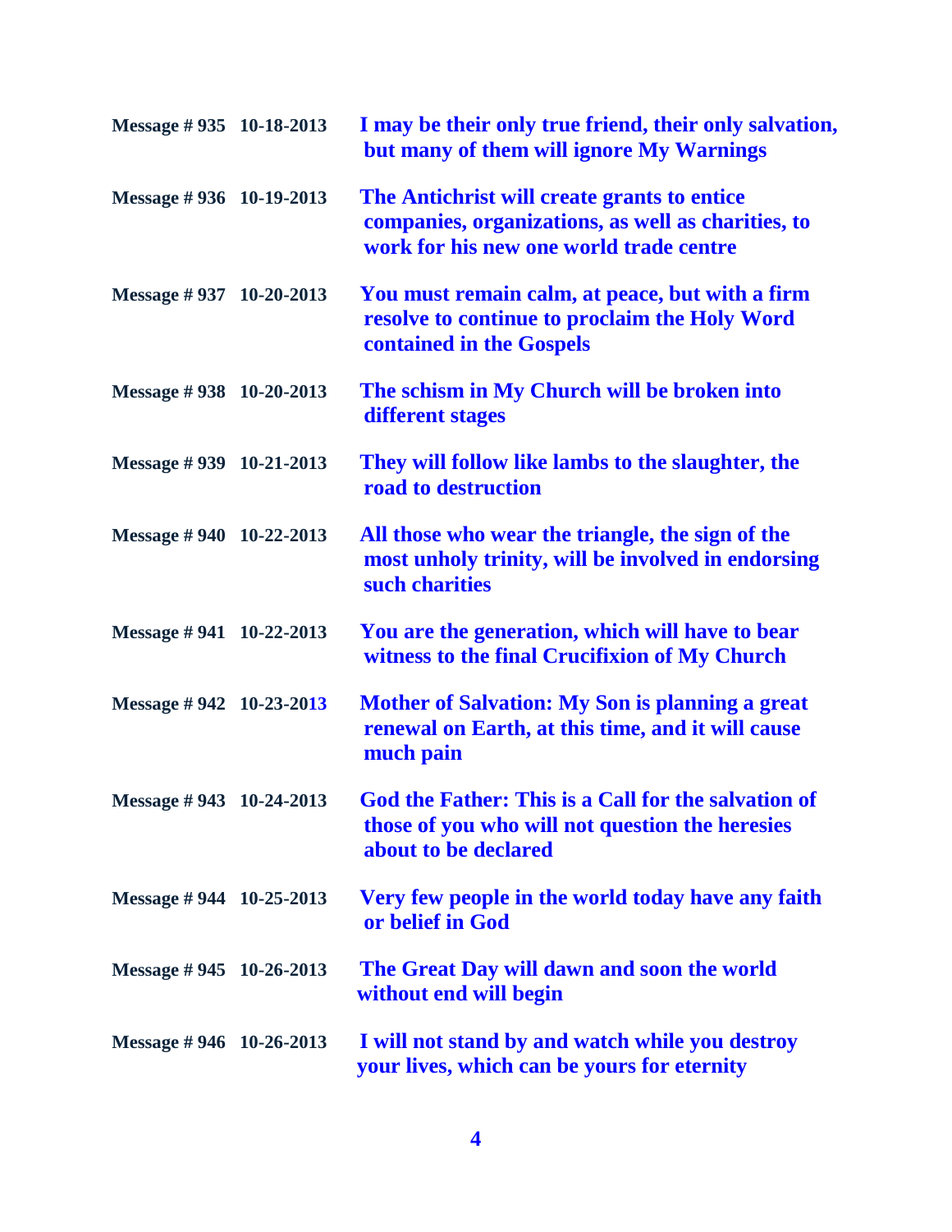| | | |
|---|---|---|
| **Message # 935** | **10-18-2013** | **I may be their only true friend, their only salvation, but many of them will ignore My Warnings** |
| **Message # 936** | **10-19-2013** | **The Antichrist will create grants to entice companies, organizations, as well as charities, to work for his new one world trade centre** |
| **Message # 937** | **10-20-2013** | **You must remain calm, at peace, but with a firm resolve to continue to proclaim the Holy Word contained in the Gospels** |
| **Message # 938** | **10-20-2013** | **The schism in My Church will be broken into different stages** |
| **Message # 939** | **10-21-2013** | **They will follow like lambs to the slaughter, the road to destruction** |
| **Message # 940** | **10-22-2013** | **All those who wear the triangle, the sign of the most unholy trinity, will be involved in endorsing such charities** |
| **Message # 941** | **10-22-2013** | **You are the generation, which will have to bear witness to the final Crucifixion of My Church** |
| **Message # 942** | **10-23-2013** | **Mother of Salvation: My Son is planning a great renewal on Earth, at this time, and it will cause much pain** |
| **Message # 943** | **10-24-2013** | **God the Father: This is a Call for the salvation of those of you who will not question the heresies about to be declared** |
| **Message # 944** | **10-25-2013** | **Very few people in the world today have any faith or belief in God** |
| **Message # 945** | **10-26-2013** | **The Great Day will dawn and soon the world without end will begin** |
| **Message # 946** | **10-26-2013** | **I will not stand by and watch while you destroy your lives, which can be yours for eternity** |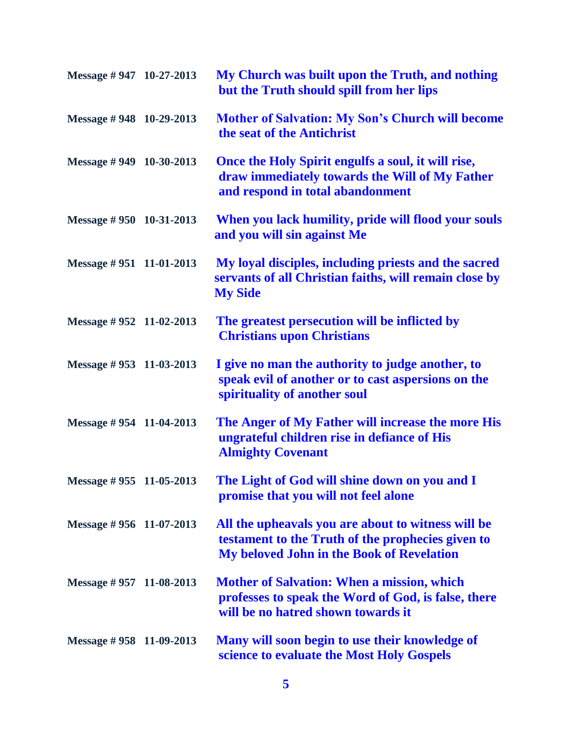**Message # 947 10-27-2013** **My Church was built upon the Truth, and nothing but the Truth should spill from her lips**

**Message # 948 10-29-2013** **Mother of Salvation: My Son's Church will become the seat of the Antichrist**

**Message # 949 10-30-2013** **Once the Holy Spirit engulfs a soul, it will rise, draw immediately towards the Will of My Father and respond in total abandonment**

**Message # 950 10-31-2013** **When you lack humility, pride will flood your souls and you will sin against Me**

**Message # 951 11-01-2013** **My loyal disciples, including priests and the sacred servants of all Christian faiths, will remain close by My Side**

**Message # 952 11-02-2013** **The greatest persecution will be inflicted by Christians upon Christians**

**Message # 953 11-03-2013** **I give no man the authority to judge another, to speak evil of another or to cast aspersions on the spirituality of another soul**

**Message # 954 11-04-2013** **The Anger of My Father will increase the more His ungrateful children rise in defiance of His Almighty Covenant**

**Message # 955 11-05-2013** **The Light of God will shine down on you and I promise that you will not feel alone**

**Message # 956 11-07-2013** **All the upheavals you are about to witness will be testament to the Truth of the prophecies given to My beloved John in the Book of Revelation**

**Message # 957 11-08-2013** **Mother of Salvation: When a mission, which professes to speak the Word of God, is false, there will be no hatred shown towards it**

**Message # 958 11-09-2013** **Many will soon begin to use their knowledge of science to evaluate the Most Holy Gospels**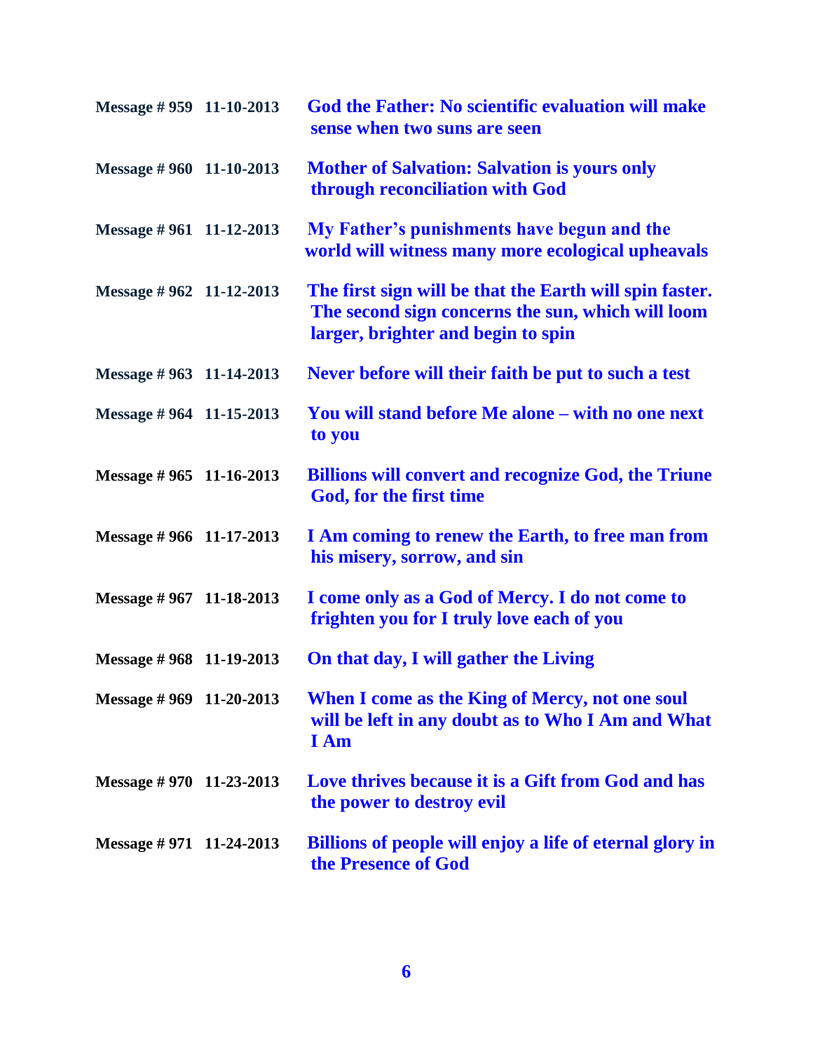| | | |
|---|---|---|
| **Message # 959** | **11-10-2013** | **God the Father: No scientific evaluation will make sense when two suns are seen** |
| **Message # 960** | **11-10-2013** | **Mother of Salvation: Salvation is yours only through reconciliation with God** |
| **Message # 961** | **11-12-2013** | **My Father's punishments have begun and the world will witness many more ecological upheavals** |
| **Message # 962** | **11-12-2013** | **The first sign will be that the Earth will spin faster. The second sign concerns the sun, which will loom larger, brighter and begin to spin** |
| **Message # 963** | **11-14-2013** | **Never before will their faith be put to such a test** |
| **Message # 964** | **11-15-2013** | **You will stand before Me alone – with no one next to you** |
| **Message # 965** | **11-16-2013** | **Billions will convert and recognize God, the Triune God, for the first time** |
| **Message # 966** | **11-17-2013** | **I Am coming to renew the Earth, to free man from his misery, sorrow, and sin** |
| **Message # 967** | **11-18-2013** | **I come only as a God of Mercy. I do not come to frighten you for I truly love each of you** |
| **Message # 968** | **11-19-2013** | **On that day, I will gather the Living** |
| **Message # 969** | **11-20-2013** | **When I come as the King of Mercy, not one soul will be left in any doubt as to Who I Am and What I Am** |
| **Message # 970** | **11-23-2013** | **Love thrives because it is a Gift from God and has the power to destroy evil** |
| **Message # 971** | **11-24-2013** | **Billions of people will enjoy a life of eternal glory in the Presence of God** |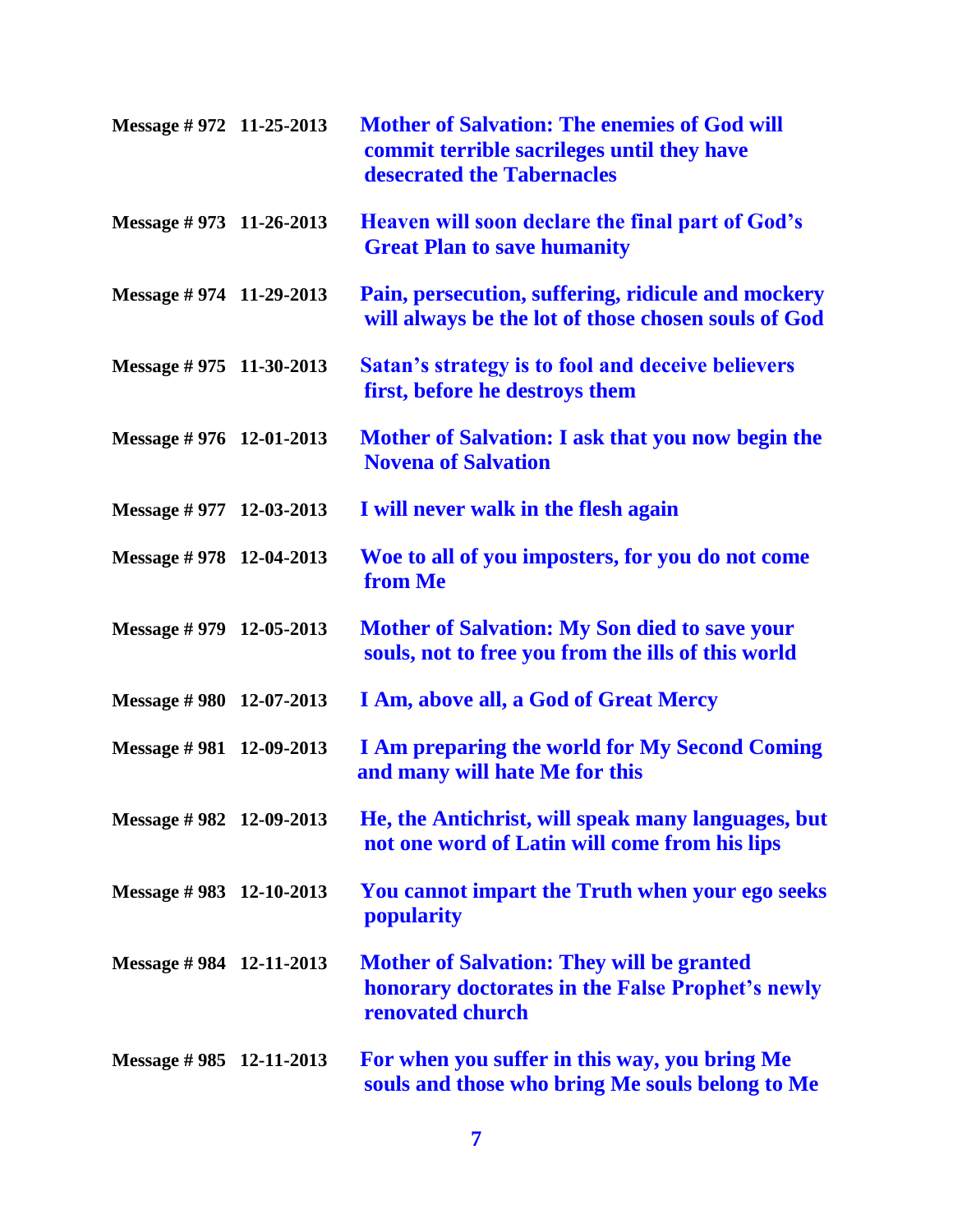| | | |
|---|---|---|
| **Message # 972** | **11-25-2013** | **Mother of Salvation: The enemies of God will commit terrible sacrileges until they have desecrated the Tabernacles** |
| **Message # 973** | **11-26-2013** | **Heaven will soon declare the final part of God's Great Plan to save humanity** |
| **Message # 974** | **11-29-2013** | **Pain, persecution, suffering, ridicule and mockery will always be the lot of those chosen souls of God** |
| **Message # 975** | **11-30-2013** | **Satan's strategy is to fool and deceive believers first, before he destroys them** |
| **Message # 976** | **12-01-2013** | **Mother of Salvation: I ask that you now begin the Novena of Salvation** |
| **Message # 977** | **12-03-2013** | **I will never walk in the flesh again** |
| **Message # 978** | **12-04-2013** | **Woe to all of you imposters, for you do not come from Me** |
| **Message # 979** | **12-05-2013** | **Mother of Salvation: My Son died to save your souls, not to free you from the ills of this world** |
| **Message # 980** | **12-07-2013** | **I Am, above all, a God of Great Mercy** |
| **Message # 981** | **12-09-2013** | **I Am preparing the world for My Second Coming and many will hate Me for this** |
| **Message # 982** | **12-09-2013** | **He, the Antichrist, will speak many languages, but not one word of Latin will come from his lips** |
| **Message # 983** | **12-10-2013** | **You cannot impart the Truth when your ego seeks popularity** |
| **Message # 984** | **12-11-2013** | **Mother of Salvation: They will be granted honorary doctorates in the False Prophet's newly renovated church** |
| **Message # 985** | **12-11-2013** | **For when you suffer in this way, you bring Me souls and those who bring Me souls belong to Me** |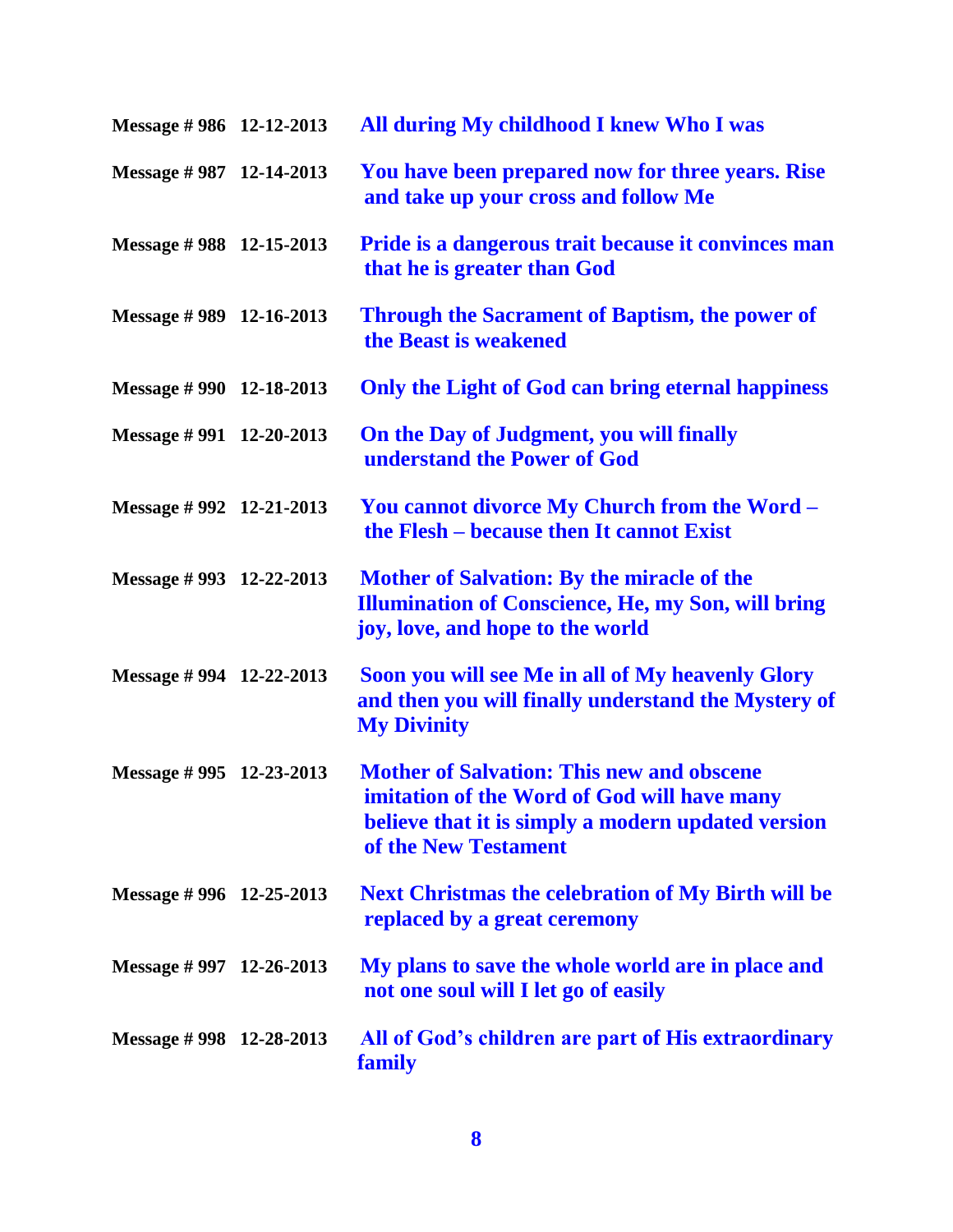| | | |
|---|---|---|
| **Message # 986** | **12-12-2013** | **All during My childhood I knew Who I was** |
| **Message # 987** | **12-14-2013** | **You have been prepared now for three years. Rise and take up your cross and follow Me** |
| **Message # 988** | **12-15-2013** | **Pride is a dangerous trait because it convinces man that he is greater than God** |
| **Message # 989** | **12-16-2013** | **Through the Sacrament of Baptism, the power of the Beast is weakened** |
| **Message # 990** | **12-18-2013** | **Only the Light of God can bring eternal happiness** |
| **Message # 991** | **12-20-2013** | **On the Day of Judgment, you will finally understand the Power of God** |
| **Message # 992** | **12-21-2013** | **You cannot divorce My Church from the Word – the Flesh – because then It cannot Exist** |
| **Message # 993** | **12-22-2013** | **Mother of Salvation: By the miracle of the Illumination of Conscience, He, my Son, will bring joy, love, and hope to the world** |
| **Message # 994** | **12-22-2013** | **Soon you will see Me in all of My heavenly Glory and then you will finally understand the Mystery of My Divinity** |
| **Message # 995** | **12-23-2013** | **Mother of Salvation: This new and obscene imitation of the Word of God will have many believe that it is simply a modern updated version of the New Testament** |
| **Message # 996** | **12-25-2013** | **Next Christmas the celebration of My Birth will be replaced by a great ceremony** |
| **Message # 997** | **12-26-2013** | **My plans to save the whole world are in place and not one soul will I let go of easily** |
| **Message # 998** | **12-28-2013** | **All of God's children are part of His extraordinary family** |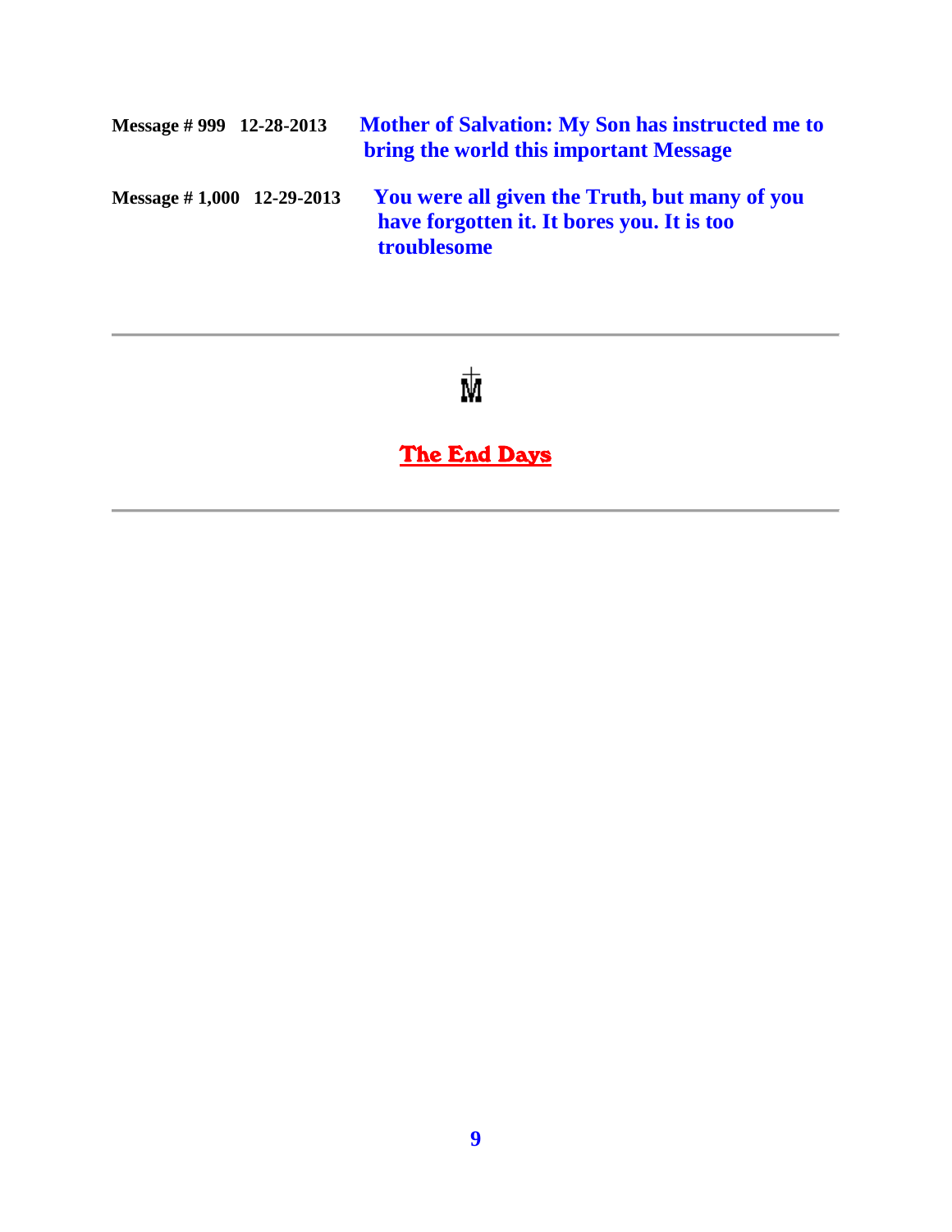**Message # 999 12-28-2013** **Mother of Salvation: My Son has instructed me to bring the world this important Message**

**Message # 1,000 12-29-2013** **You were all given the Truth, but many of you have forgotten it. It bores you. It is too troublesome**

---

M̈

**The End Days**

---